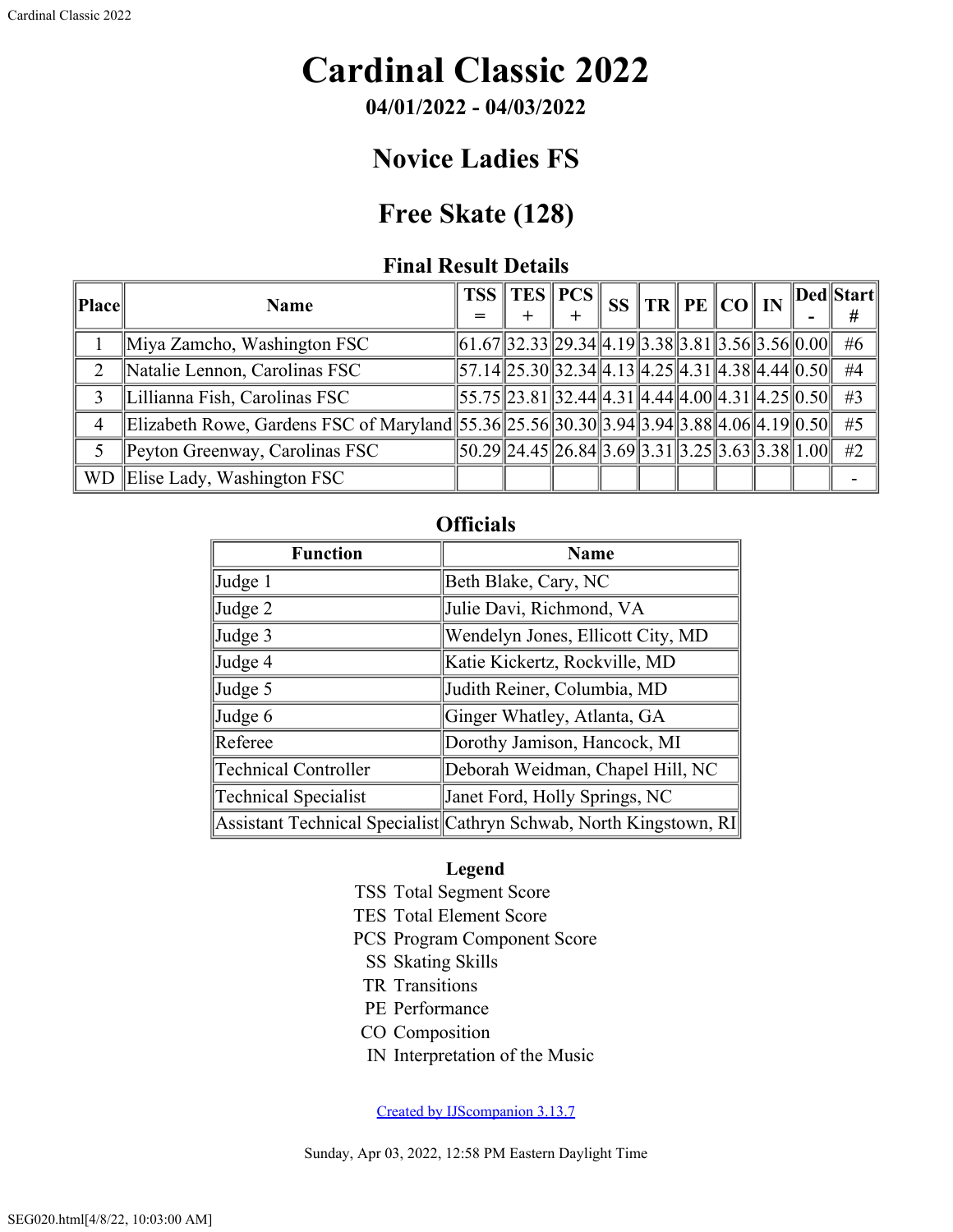# Cardinal Classic 2022

**04/01/2022 - 04/03/2022**

## Novice Ladies FS

## Free Skate (128)

### Final Result Details

| Place | Name | TSS = | TES + | PCS + | SS | TR | PE | CO | IN | Ded - | Start # |
|---|---|---|---|---|---|---|---|---|---|---|---|
| 1 | Miya Zamcho, Washington FSC | 61.67 | 32.33 | 29.34 | 4.19 | 3.38 | 3.81 | 3.56 | 3.56 | 0.00 | #6 |
| 2 | Natalie Lennon, Carolinas FSC | 57.14 | 25.30 | 32.34 | 4.13 | 4.25 | 4.31 | 4.38 | 4.44 | 0.50 | #4 |
| 3 | Lillianna Fish, Carolinas FSC | 55.75 | 23.81 | 32.44 | 4.31 | 4.44 | 4.00 | 4.31 | 4.25 | 0.50 | #3 |
| 4 | Elizabeth Rowe, Gardens FSC of Maryland | 55.36 | 25.56 | 30.30 | 3.94 | 3.94 | 3.88 | 4.06 | 4.19 | 0.50 | #5 |
| 5 | Peyton Greenway, Carolinas FSC | 50.29 | 24.45 | 26.84 | 3.69 | 3.31 | 3.25 | 3.63 | 3.38 | 1.00 | #2 |
| WD | Elise Lady, Washington FSC | | | | | | | | | | - |

### Officials

| Function | Name |
|---|---|
| Judge 1 | Beth Blake, Cary, NC |
| Judge 2 | Julie Davi, Richmond, VA |
| Judge 3 | Wendelyn Jones, Ellicott City, MD |
| Judge 4 | Katie Kickertz, Rockville, MD |
| Judge 5 | Judith Reiner, Columbia, MD |
| Judge 6 | Ginger Whatley, Atlanta, GA |
| Referee | Dorothy Jamison, Hancock, MI |
| Technical Controller | Deborah Weidman, Chapel Hill, NC |
| Technical Specialist | Janet Ford, Holly Springs, NC |
| Assistant Technical Specialist | Cathryn Schwab, North Kingstown, RI |

**Legend**

- TSS Total Segment Score
- TES Total Element Score
- PCS Program Component Score
- SS Skating Skills
- TR Transitions
- PE Performance
- CO Composition
- IN Interpretation of the Music

Created by IJScompanion 3.13.7

Sunday, Apr 03, 2022, 12:58 PM Eastern Daylight Time